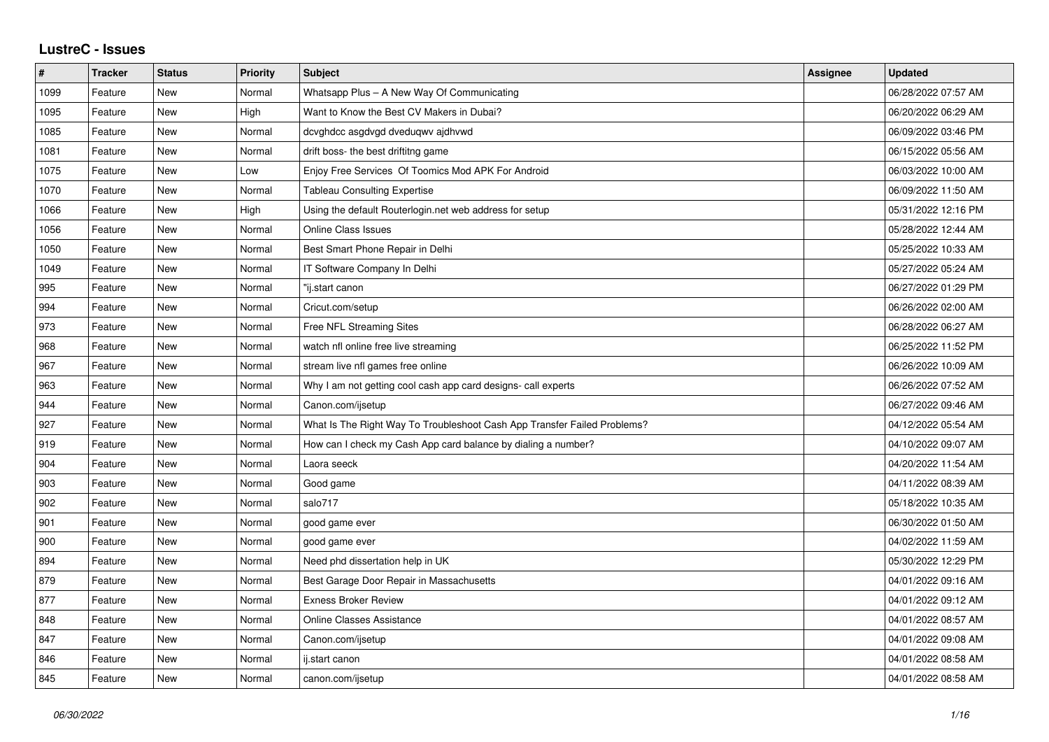# LustreC - Issues

| # | Tracker | Status | Priority | Subject | Assignee | Updated |
|---|---|---|---|---|---|---|
| 1099 | Feature | New | Normal | Whatsapp Plus – A New Way Of Communicating | | 06/28/2022 07:57 AM |
| 1095 | Feature | New | High | Want to Know the Best CV Makers in Dubai? | | 06/20/2022 06:29 AM |
| 1085 | Feature | New | Normal | dcvghdcc asgdvgd dveduqwv ajdhvwd | | 06/09/2022 03:46 PM |
| 1081 | Feature | New | Normal | drift boss- the best driftitng game | | 06/15/2022 05:56 AM |
| 1075 | Feature | New | Low | Enjoy Free Services Of Toomics Mod APK For Android | | 06/03/2022 10:00 AM |
| 1070 | Feature | New | Normal | Tableau Consulting Expertise | | 06/09/2022 11:50 AM |
| 1066 | Feature | New | High | Using the default Routerlogin.net web address for setup | | 05/31/2022 12:16 PM |
| 1056 | Feature | New | Normal | Online Class Issues | | 05/28/2022 12:44 AM |
| 1050 | Feature | New | Normal | Best Smart Phone Repair in Delhi | | 05/25/2022 10:33 AM |
| 1049 | Feature | New | Normal | IT Software Company In Delhi | | 05/27/2022 05:24 AM |
| 995 | Feature | New | Normal | "ij.start canon | | 06/27/2022 01:29 PM |
| 994 | Feature | New | Normal | Cricut.com/setup | | 06/26/2022 02:00 AM |
| 973 | Feature | New | Normal | Free NFL Streaming Sites | | 06/28/2022 06:27 AM |
| 968 | Feature | New | Normal | watch nfl online free live streaming | | 06/25/2022 11:52 PM |
| 967 | Feature | New | Normal | stream live nfl games free online | | 06/26/2022 10:09 AM |
| 963 | Feature | New | Normal | Why I am not getting cool cash app card designs- call experts | | 06/26/2022 07:52 AM |
| 944 | Feature | New | Normal | Canon.com/ijsetup | | 06/27/2022 09:46 AM |
| 927 | Feature | New | Normal | What Is The Right Way To Troubleshoot Cash App Transfer Failed Problems? | | 04/12/2022 05:54 AM |
| 919 | Feature | New | Normal | How can I check my Cash App card balance by dialing a number? | | 04/10/2022 09:07 AM |
| 904 | Feature | New | Normal | Laora seeck | | 04/20/2022 11:54 AM |
| 903 | Feature | New | Normal | Good game | | 04/11/2022 08:39 AM |
| 902 | Feature | New | Normal | salo717 | | 05/18/2022 10:35 AM |
| 901 | Feature | New | Normal | good game ever | | 06/30/2022 01:50 AM |
| 900 | Feature | New | Normal | good game ever | | 04/02/2022 11:59 AM |
| 894 | Feature | New | Normal | Need phd dissertation help in UK | | 05/30/2022 12:29 PM |
| 879 | Feature | New | Normal | Best Garage Door Repair in Massachusetts | | 04/01/2022 09:16 AM |
| 877 | Feature | New | Normal | Exness Broker Review | | 04/01/2022 09:12 AM |
| 848 | Feature | New | Normal | Online Classes Assistance | | 04/01/2022 08:57 AM |
| 847 | Feature | New | Normal | Canon.com/ijsetup | | 04/01/2022 09:08 AM |
| 846 | Feature | New | Normal | ij.start canon | | 04/01/2022 08:58 AM |
| 845 | Feature | New | Normal | canon.com/ijsetup | | 04/01/2022 08:58 AM |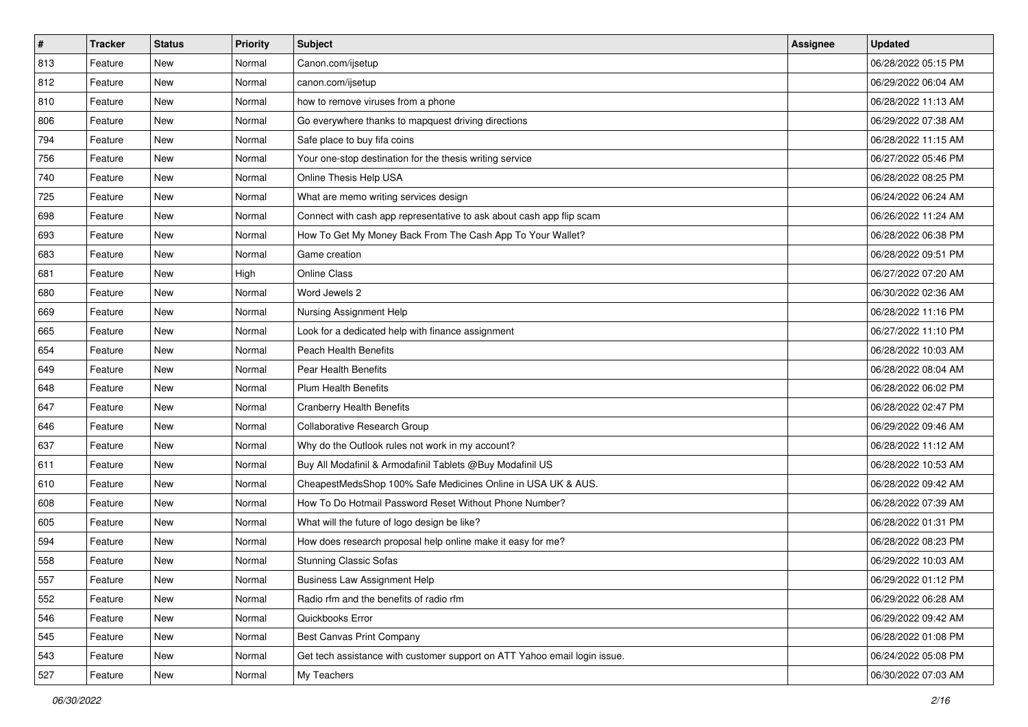| # | Tracker | Status | Priority | Subject | Assignee | Updated |
|---|---|---|---|---|---|---|
| 813 | Feature | New | Normal | Canon.com/ijsetup | | 06/28/2022 05:15 PM |
| 812 | Feature | New | Normal | canon.com/ijsetup | | 06/29/2022 06:04 AM |
| 810 | Feature | New | Normal | how to remove viruses from a phone | | 06/28/2022 11:13 AM |
| 806 | Feature | New | Normal | Go everywhere thanks to mapquest driving directions | | 06/29/2022 07:38 AM |
| 794 | Feature | New | Normal | Safe place to buy fifa coins | | 06/28/2022 11:15 AM |
| 756 | Feature | New | Normal | Your one-stop destination for the thesis writing service | | 06/27/2022 05:46 PM |
| 740 | Feature | New | Normal | Online Thesis Help USA | | 06/28/2022 08:25 PM |
| 725 | Feature | New | Normal | What are memo writing services design | | 06/24/2022 06:24 AM |
| 698 | Feature | New | Normal | Connect with cash app representative to ask about cash app flip scam | | 06/26/2022 11:24 AM |
| 693 | Feature | New | Normal | How To Get My Money Back From The Cash App To Your Wallet? | | 06/28/2022 06:38 PM |
| 683 | Feature | New | Normal | Game creation | | 06/28/2022 09:51 PM |
| 681 | Feature | New | High | Online Class | | 06/27/2022 07:20 AM |
| 680 | Feature | New | Normal | Word Jewels 2 | | 06/30/2022 02:36 AM |
| 669 | Feature | New | Normal | Nursing Assignment Help | | 06/28/2022 11:16 PM |
| 665 | Feature | New | Normal | Look for a dedicated help with finance assignment | | 06/27/2022 11:10 PM |
| 654 | Feature | New | Normal | Peach Health Benefits | | 06/28/2022 10:03 AM |
| 649 | Feature | New | Normal | Pear Health Benefits | | 06/28/2022 08:04 AM |
| 648 | Feature | New | Normal | Plum Health Benefits | | 06/28/2022 06:02 PM |
| 647 | Feature | New | Normal | Cranberry Health Benefits | | 06/28/2022 02:47 PM |
| 646 | Feature | New | Normal | Collaborative Research Group | | 06/29/2022 09:46 AM |
| 637 | Feature | New | Normal | Why do the Outlook rules not work in my account? | | 06/28/2022 11:12 AM |
| 611 | Feature | New | Normal | Buy All Modafinil & Armodafinil Tablets @Buy Modafinil US | | 06/28/2022 10:53 AM |
| 610 | Feature | New | Normal | CheapestMedsShop 100% Safe Medicines Online in USA UK & AUS. | | 06/28/2022 09:42 AM |
| 608 | Feature | New | Normal | How To Do Hotmail Password Reset Without Phone Number? | | 06/28/2022 07:39 AM |
| 605 | Feature | New | Normal | What will the future of logo design be like? | | 06/28/2022 01:31 PM |
| 594 | Feature | New | Normal | How does research proposal help online make it easy for me? | | 06/28/2022 08:23 PM |
| 558 | Feature | New | Normal | Stunning Classic Sofas | | 06/29/2022 10:03 AM |
| 557 | Feature | New | Normal | Business Law Assignment Help | | 06/29/2022 01:12 PM |
| 552 | Feature | New | Normal | Radio rfm and the benefits of radio rfm | | 06/29/2022 06:28 AM |
| 546 | Feature | New | Normal | Quickbooks Error | | 06/29/2022 09:42 AM |
| 545 | Feature | New | Normal | Best Canvas Print Company | | 06/28/2022 01:08 PM |
| 543 | Feature | New | Normal | Get tech assistance with customer support on ATT Yahoo email login issue. | | 06/24/2022 05:08 PM |
| 527 | Feature | New | Normal | My Teachers | | 06/30/2022 07:03 AM |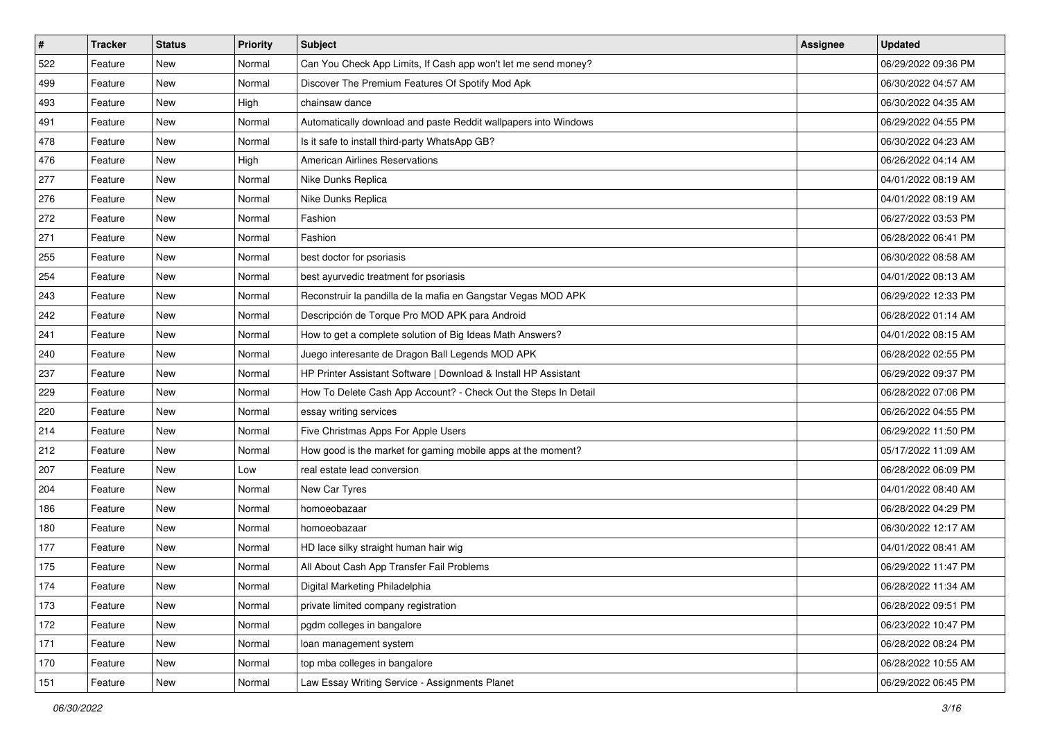| # | Tracker | Status | Priority | Subject | Assignee | Updated |
|---|---|---|---|---|---|---|
| 522 | Feature | New | Normal | Can You Check App Limits, If Cash app won't let me send money? | | 06/29/2022 09:36 PM |
| 499 | Feature | New | Normal | Discover The Premium Features Of Spotify Mod Apk | | 06/30/2022 04:57 AM |
| 493 | Feature | New | High | chainsaw dance | | 06/30/2022 04:35 AM |
| 491 | Feature | New | Normal | Automatically download and paste Reddit wallpapers into Windows | | 06/29/2022 04:55 PM |
| 478 | Feature | New | Normal | Is it safe to install third-party WhatsApp GB? | | 06/30/2022 04:23 AM |
| 476 | Feature | New | High | American Airlines Reservations | | 06/26/2022 04:14 AM |
| 277 | Feature | New | Normal | Nike Dunks Replica | | 04/01/2022 08:19 AM |
| 276 | Feature | New | Normal | Nike Dunks Replica | | 04/01/2022 08:19 AM |
| 272 | Feature | New | Normal | Fashion | | 06/27/2022 03:53 PM |
| 271 | Feature | New | Normal | Fashion | | 06/28/2022 06:41 PM |
| 255 | Feature | New | Normal | best doctor for psoriasis | | 06/30/2022 08:58 AM |
| 254 | Feature | New | Normal | best ayurvedic treatment for psoriasis | | 04/01/2022 08:13 AM |
| 243 | Feature | New | Normal | Reconstruir la pandilla de la mafia en Gangstar Vegas MOD APK | | 06/29/2022 12:33 PM |
| 242 | Feature | New | Normal | Descripción de Torque Pro MOD APK para Android | | 06/28/2022 01:14 AM |
| 241 | Feature | New | Normal | How to get a complete solution of Big Ideas Math Answers? | | 04/01/2022 08:15 AM |
| 240 | Feature | New | Normal | Juego interesante de Dragon Ball Legends MOD APK | | 06/28/2022 02:55 PM |
| 237 | Feature | New | Normal | HP Printer Assistant Software \| Download & Install HP Assistant | | 06/29/2022 09:37 PM |
| 229 | Feature | New | Normal | How To Delete Cash App Account? - Check Out the Steps In Detail | | 06/28/2022 07:06 PM |
| 220 | Feature | New | Normal | essay writing services | | 06/26/2022 04:55 PM |
| 214 | Feature | New | Normal | Five Christmas Apps For Apple Users | | 06/29/2022 11:50 PM |
| 212 | Feature | New | Normal | How good is the market for gaming mobile apps at the moment? | | 05/17/2022 11:09 AM |
| 207 | Feature | New | Low | real estate lead conversion | | 06/28/2022 06:09 PM |
| 204 | Feature | New | Normal | New Car Tyres | | 04/01/2022 08:40 AM |
| 186 | Feature | New | Normal | homoeobazaar | | 06/28/2022 04:29 PM |
| 180 | Feature | New | Normal | homoeobazaar | | 06/30/2022 12:17 AM |
| 177 | Feature | New | Normal | HD lace silky straight human hair wig | | 04/01/2022 08:41 AM |
| 175 | Feature | New | Normal | All About Cash App Transfer Fail Problems | | 06/29/2022 11:47 PM |
| 174 | Feature | New | Normal | Digital Marketing Philadelphia | | 06/28/2022 11:34 AM |
| 173 | Feature | New | Normal | private limited company registration | | 06/28/2022 09:51 PM |
| 172 | Feature | New | Normal | pgdm colleges in bangalore | | 06/23/2022 10:47 PM |
| 171 | Feature | New | Normal | loan management system | | 06/28/2022 08:24 PM |
| 170 | Feature | New | Normal | top mba colleges in bangalore | | 06/28/2022 10:55 AM |
| 151 | Feature | New | Normal | Law Essay Writing Service - Assignments Planet | | 06/29/2022 06:45 PM |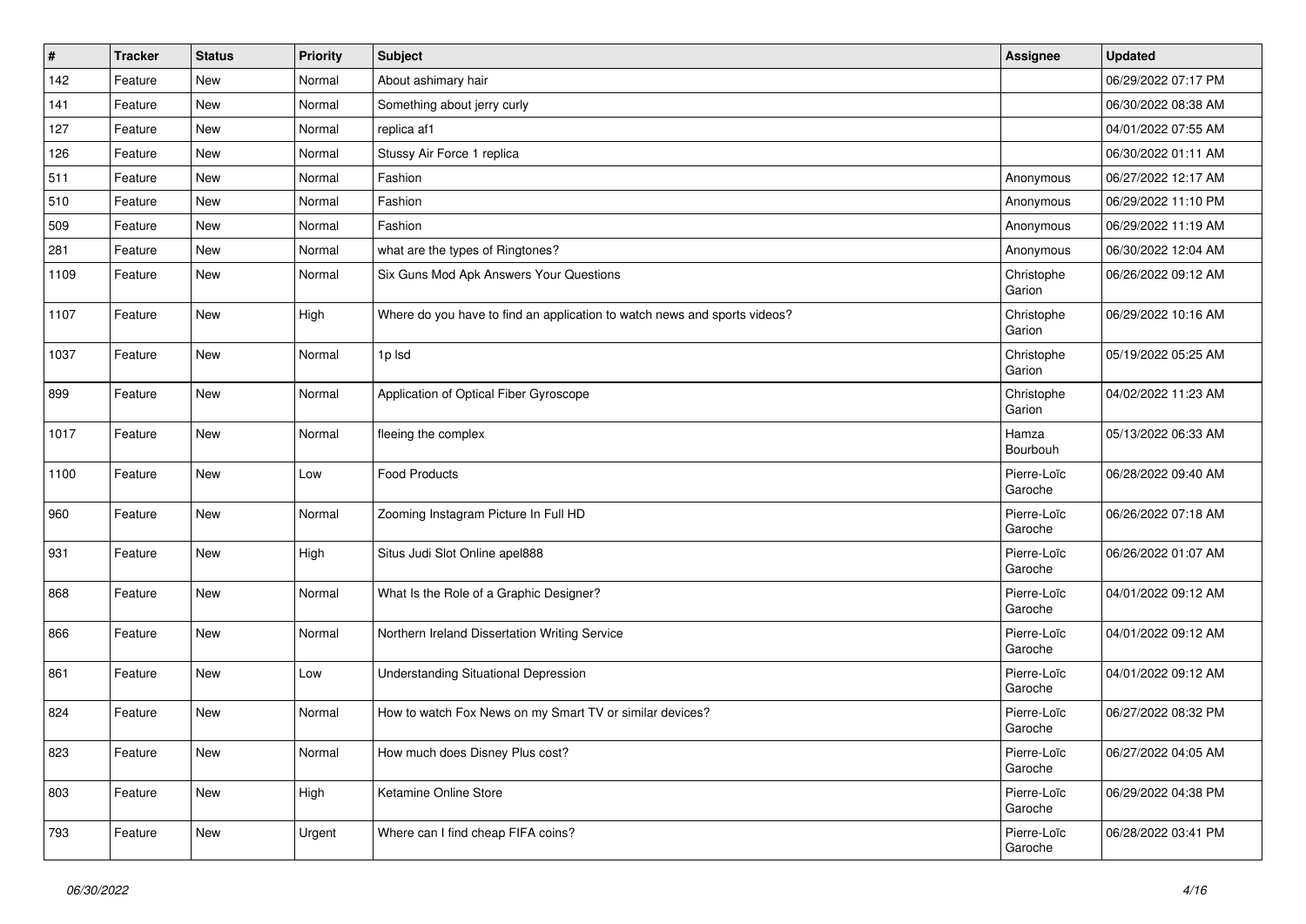| # | Tracker | Status | Priority | Subject | Assignee | Updated |
|---|---|---|---|---|---|---|
| 142 | Feature | New | Normal | About ashimary hair | | 06/29/2022 07:17 PM |
| 141 | Feature | New | Normal | Something about jerry curly | | 06/30/2022 08:38 AM |
| 127 | Feature | New | Normal | replica af1 | | 04/01/2022 07:55 AM |
| 126 | Feature | New | Normal | Stussy Air Force 1 replica | | 06/30/2022 01:11 AM |
| 511 | Feature | New | Normal | Fashion | Anonymous | 06/27/2022 12:17 AM |
| 510 | Feature | New | Normal | Fashion | Anonymous | 06/29/2022 11:10 PM |
| 509 | Feature | New | Normal | Fashion | Anonymous | 06/29/2022 11:19 AM |
| 281 | Feature | New | Normal | what are the types of Ringtones? | Anonymous | 06/30/2022 12:04 AM |
| 1109 | Feature | New | Normal | Six Guns Mod Apk Answers Your Questions | Christophe Garion | 06/26/2022 09:12 AM |
| 1107 | Feature | New | High | Where do you have to find an application to watch news and sports videos? | Christophe Garion | 06/29/2022 10:16 AM |
| 1037 | Feature | New | Normal | 1p lsd | Christophe Garion | 05/19/2022 05:25 AM |
| 899 | Feature | New | Normal | Application of Optical Fiber Gyroscope | Christophe Garion | 04/02/2022 11:23 AM |
| 1017 | Feature | New | Normal | fleeing the complex | Hamza Bourbouh | 05/13/2022 06:33 AM |
| 1100 | Feature | New | Low | Food Products | Pierre-Loïc Garoche | 06/28/2022 09:40 AM |
| 960 | Feature | New | Normal | Zooming Instagram Picture In Full HD | Pierre-Loïc Garoche | 06/26/2022 07:18 AM |
| 931 | Feature | New | High | Situs Judi Slot Online apel888 | Pierre-Loïc Garoche | 06/26/2022 01:07 AM |
| 868 | Feature | New | Normal | What Is the Role of a Graphic Designer? | Pierre-Loïc Garoche | 04/01/2022 09:12 AM |
| 866 | Feature | New | Normal | Northern Ireland Dissertation Writing Service | Pierre-Loïc Garoche | 04/01/2022 09:12 AM |
| 861 | Feature | New | Low | Understanding Situational Depression | Pierre-Loïc Garoche | 04/01/2022 09:12 AM |
| 824 | Feature | New | Normal | How to watch Fox News on my Smart TV or similar devices? | Pierre-Loïc Garoche | 06/27/2022 08:32 PM |
| 823 | Feature | New | Normal | How much does Disney Plus cost? | Pierre-Loïc Garoche | 06/27/2022 04:05 AM |
| 803 | Feature | New | High | Ketamine Online Store | Pierre-Loïc Garoche | 06/29/2022 04:38 PM |
| 793 | Feature | New | Urgent | Where can I find cheap FIFA coins? | Pierre-Loïc Garoche | 06/28/2022 03:41 PM |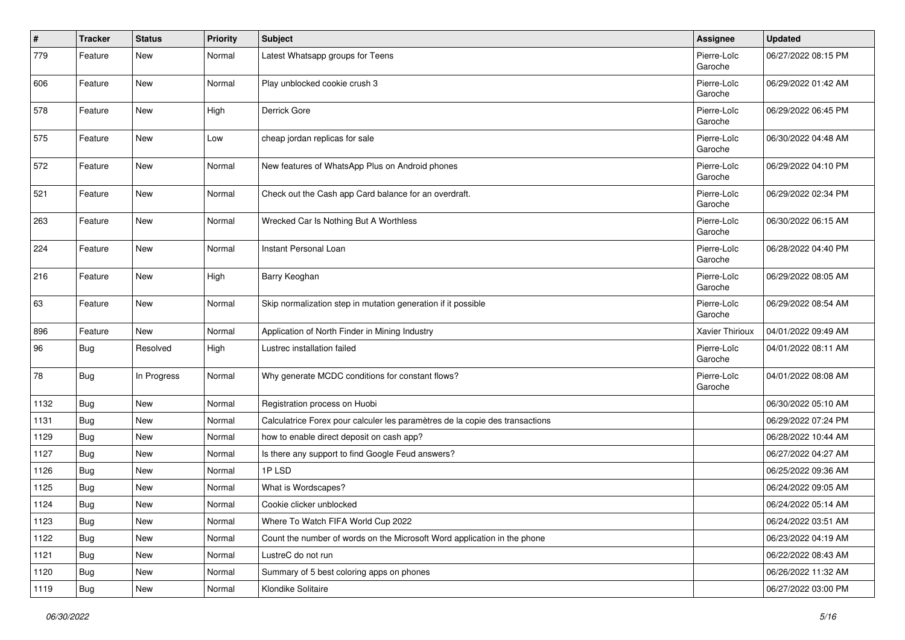| # | Tracker | Status | Priority | Subject | Assignee | Updated |
|---|---|---|---|---|---|---|
| 779 | Feature | New | Normal | Latest Whatsapp groups for Teens | Pierre-Loïc Garoche | 06/27/2022 08:15 PM |
| 606 | Feature | New | Normal | Play unblocked cookie crush 3 | Pierre-Loïc Garoche | 06/29/2022 01:42 AM |
| 578 | Feature | New | High | Derrick Gore | Pierre-Loïc Garoche | 06/29/2022 06:45 PM |
| 575 | Feature | New | Low | cheap jordan replicas for sale | Pierre-Loïc Garoche | 06/30/2022 04:48 AM |
| 572 | Feature | New | Normal | New features of WhatsApp Plus on Android phones | Pierre-Loïc Garoche | 06/29/2022 04:10 PM |
| 521 | Feature | New | Normal | Check out the Cash app Card balance for an overdraft. | Pierre-Loïc Garoche | 06/29/2022 02:34 PM |
| 263 | Feature | New | Normal | Wrecked Car Is Nothing But A Worthless | Pierre-Loïc Garoche | 06/30/2022 06:15 AM |
| 224 | Feature | New | Normal | Instant Personal Loan | Pierre-Loïc Garoche | 06/28/2022 04:40 PM |
| 216 | Feature | New | High | Barry Keoghan | Pierre-Loïc Garoche | 06/29/2022 08:05 AM |
| 63 | Feature | New | Normal | Skip normalization step in mutation generation if it possible | Pierre-Loïc Garoche | 06/29/2022 08:54 AM |
| 896 | Feature | New | Normal | Application of North Finder in Mining Industry | Xavier Thirioux | 04/01/2022 09:49 AM |
| 96 | Bug | Resolved | High | Lustrec installation failed | Pierre-Loïc Garoche | 04/01/2022 08:11 AM |
| 78 | Bug | In Progress | Normal | Why generate MCDC conditions for constant flows? | Pierre-Loïc Garoche | 04/01/2022 08:08 AM |
| 1132 | Bug | New | Normal | Registration process on Huobi | | 06/30/2022 05:10 AM |
| 1131 | Bug | New | Normal | Calculatrice Forex pour calculer les paramètres de la copie des transactions | | 06/29/2022 07:24 PM |
| 1129 | Bug | New | Normal | how to enable direct deposit on cash app? | | 06/28/2022 10:44 AM |
| 1127 | Bug | New | Normal | Is there any support to find Google Feud answers? | | 06/27/2022 04:27 AM |
| 1126 | Bug | New | Normal | 1P LSD | | 06/25/2022 09:36 AM |
| 1125 | Bug | New | Normal | What is Wordscapes? | | 06/24/2022 09:05 AM |
| 1124 | Bug | New | Normal | Cookie clicker unblocked | | 06/24/2022 05:14 AM |
| 1123 | Bug | New | Normal | Where To Watch FIFA World Cup 2022 | | 06/24/2022 03:51 AM |
| 1122 | Bug | New | Normal | Count the number of words on the Microsoft Word application in the phone | | 06/23/2022 04:19 AM |
| 1121 | Bug | New | Normal | LustreC do not run | | 06/22/2022 08:43 AM |
| 1120 | Bug | New | Normal | Summary of 5 best coloring apps on phones | | 06/26/2022 11:32 AM |
| 1119 | Bug | New | Normal | Klondike Solitaire | | 06/27/2022 03:00 PM |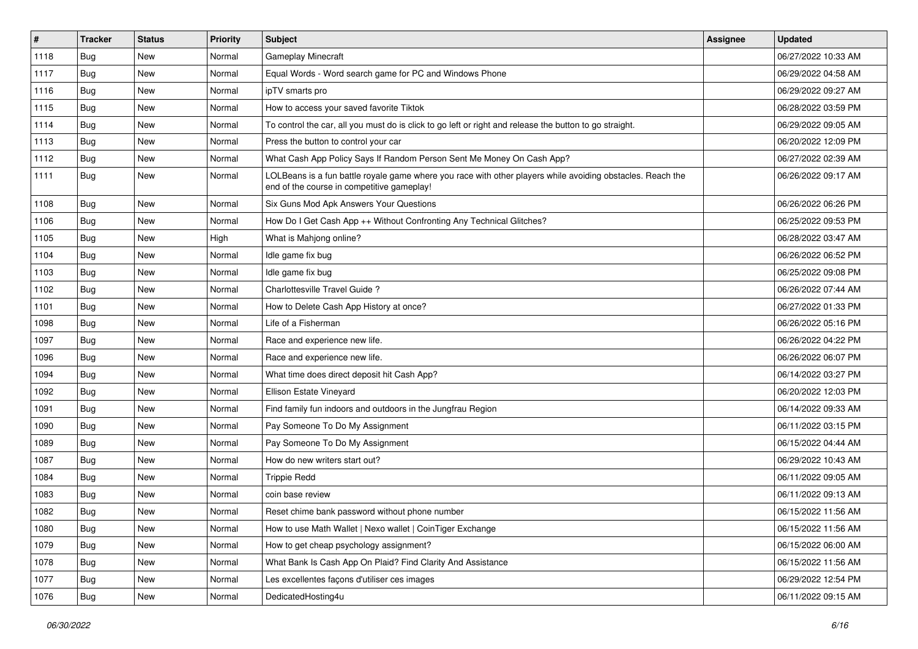| # | Tracker | Status | Priority | Subject | Assignee | Updated |
|---|---|---|---|---|---|---|
| 1118 | Bug | New | Normal | Gameplay Minecraft | | 06/27/2022 10:33 AM |
| 1117 | Bug | New | Normal | Equal Words - Word search game for PC and Windows Phone | | 06/29/2022 04:58 AM |
| 1116 | Bug | New | Normal | ipTV smarts pro | | 06/29/2022 09:27 AM |
| 1115 | Bug | New | Normal | How to access your saved favorite Tiktok | | 06/28/2022 03:59 PM |
| 1114 | Bug | New | Normal | To control the car, all you must do is click to go left or right and release the button to go straight. | | 06/29/2022 09:05 AM |
| 1113 | Bug | New | Normal | Press the button to control your car | | 06/20/2022 12:09 PM |
| 1112 | Bug | New | Normal | What Cash App Policy Says If Random Person Sent Me Money On Cash App? | | 06/27/2022 02:39 AM |
| 1111 | Bug | New | Normal | LOLBeans is a fun battle royale game where you race with other players while avoiding obstacles. Reach the end of the course in competitive gameplay! | | 06/26/2022 09:17 AM |
| 1108 | Bug | New | Normal | Six Guns Mod Apk Answers Your Questions | | 06/26/2022 06:26 PM |
| 1106 | Bug | New | Normal | How Do I Get Cash App ++ Without Confronting Any Technical Glitches? | | 06/25/2022 09:53 PM |
| 1105 | Bug | New | High | What is Mahjong online? | | 06/28/2022 03:47 AM |
| 1104 | Bug | New | Normal | Idle game fix bug | | 06/26/2022 06:52 PM |
| 1103 | Bug | New | Normal | Idle game fix bug | | 06/25/2022 09:08 PM |
| 1102 | Bug | New | Normal | Charlottesville Travel Guide ? | | 06/26/2022 07:44 AM |
| 1101 | Bug | New | Normal | How to Delete Cash App History at once? | | 06/27/2022 01:33 PM |
| 1098 | Bug | New | Normal | Life of a Fisherman | | 06/26/2022 05:16 PM |
| 1097 | Bug | New | Normal | Race and experience new life. | | 06/26/2022 04:22 PM |
| 1096 | Bug | New | Normal | Race and experience new life. | | 06/26/2022 06:07 PM |
| 1094 | Bug | New | Normal | What time does direct deposit hit Cash App? | | 06/14/2022 03:27 PM |
| 1092 | Bug | New | Normal | Ellison Estate Vineyard | | 06/20/2022 12:03 PM |
| 1091 | Bug | New | Normal | Find family fun indoors and outdoors in the Jungfrau Region | | 06/14/2022 09:33 AM |
| 1090 | Bug | New | Normal | Pay Someone To Do My Assignment | | 06/11/2022 03:15 PM |
| 1089 | Bug | New | Normal | Pay Someone To Do My Assignment | | 06/15/2022 04:44 AM |
| 1087 | Bug | New | Normal | How do new writers start out? | | 06/29/2022 10:43 AM |
| 1084 | Bug | New | Normal | Trippie Redd | | 06/11/2022 09:05 AM |
| 1083 | Bug | New | Normal | coin base review | | 06/11/2022 09:13 AM |
| 1082 | Bug | New | Normal | Reset chime bank password without phone number | | 06/15/2022 11:56 AM |
| 1080 | Bug | New | Normal | How to use Math Wallet \| Nexo wallet \| CoinTiger Exchange | | 06/15/2022 11:56 AM |
| 1079 | Bug | New | Normal | How to get cheap psychology assignment? | | 06/15/2022 06:00 AM |
| 1078 | Bug | New | Normal | What Bank Is Cash App On Plaid? Find Clarity And Assistance | | 06/15/2022 11:56 AM |
| 1077 | Bug | New | Normal | Les excellentes façons d'utiliser ces images | | 06/29/2022 12:54 PM |
| 1076 | Bug | New | Normal | DedicatedHosting4u | | 06/11/2022 09:15 AM |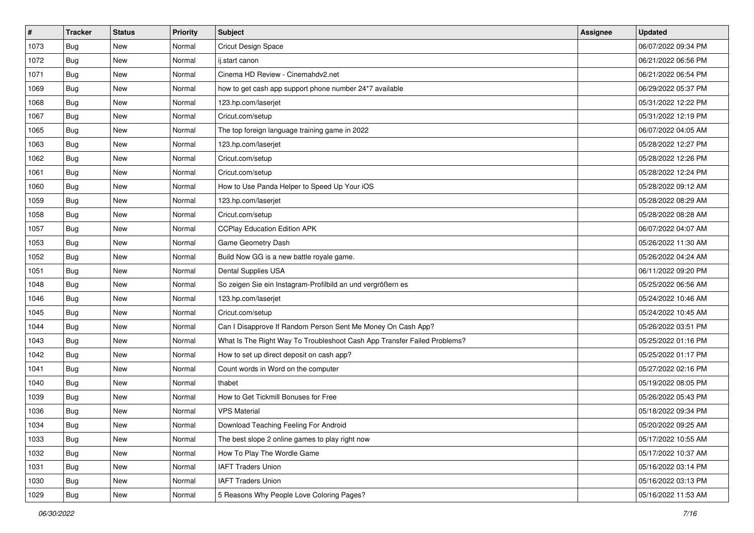| # | Tracker | Status | Priority | Subject | Assignee | Updated |
|---|---|---|---|---|---|---|
| 1073 | Bug | New | Normal | Cricut Design Space | | 06/07/2022 09:34 PM |
| 1072 | Bug | New | Normal | ij.start canon | | 06/21/2022 06:56 PM |
| 1071 | Bug | New | Normal | Cinema HD Review - Cinemahdv2.net | | 06/21/2022 06:54 PM |
| 1069 | Bug | New | Normal | how to get cash app support phone number 24*7 available | | 06/29/2022 05:37 PM |
| 1068 | Bug | New | Normal | 123.hp.com/laserjet | | 05/31/2022 12:22 PM |
| 1067 | Bug | New | Normal | Cricut.com/setup | | 05/31/2022 12:19 PM |
| 1065 | Bug | New | Normal | The top foreign language training game in 2022 | | 06/07/2022 04:05 AM |
| 1063 | Bug | New | Normal | 123.hp.com/laserjet | | 05/28/2022 12:27 PM |
| 1062 | Bug | New | Normal | Cricut.com/setup | | 05/28/2022 12:26 PM |
| 1061 | Bug | New | Normal | Cricut.com/setup | | 05/28/2022 12:24 PM |
| 1060 | Bug | New | Normal | How to Use Panda Helper to Speed Up Your iOS | | 05/28/2022 09:12 AM |
| 1059 | Bug | New | Normal | 123.hp.com/laserjet | | 05/28/2022 08:29 AM |
| 1058 | Bug | New | Normal | Cricut.com/setup | | 05/28/2022 08:28 AM |
| 1057 | Bug | New | Normal | CCPlay Education Edition APK | | 06/07/2022 04:07 AM |
| 1053 | Bug | New | Normal | Game Geometry Dash | | 05/26/2022 11:30 AM |
| 1052 | Bug | New | Normal | Build Now GG is a new battle royale game. | | 05/26/2022 04:24 AM |
| 1051 | Bug | New | Normal | Dental Supplies USA | | 06/11/2022 09:20 PM |
| 1048 | Bug | New | Normal | So zeigen Sie ein Instagram-Profilbild an und vergrößern es | | 05/25/2022 06:56 AM |
| 1046 | Bug | New | Normal | 123.hp.com/laserjet | | 05/24/2022 10:46 AM |
| 1045 | Bug | New | Normal | Cricut.com/setup | | 05/24/2022 10:45 AM |
| 1044 | Bug | New | Normal | Can I Disapprove If Random Person Sent Me Money On Cash App? | | 05/26/2022 03:51 PM |
| 1043 | Bug | New | Normal | What Is The Right Way To Troubleshoot Cash App Transfer Failed Problems? | | 05/25/2022 01:16 PM |
| 1042 | Bug | New | Normal | How to set up direct deposit on cash app? | | 05/25/2022 01:17 PM |
| 1041 | Bug | New | Normal | Count words in Word on the computer | | 05/27/2022 02:16 PM |
| 1040 | Bug | New | Normal | thabet | | 05/19/2022 08:05 PM |
| 1039 | Bug | New | Normal | How to Get Tickmill Bonuses for Free | | 05/26/2022 05:43 PM |
| 1036 | Bug | New | Normal | VPS Material | | 05/18/2022 09:34 PM |
| 1034 | Bug | New | Normal | Download Teaching Feeling For Android | | 05/20/2022 09:25 AM |
| 1033 | Bug | New | Normal | The best slope 2 online games to play right now | | 05/17/2022 10:55 AM |
| 1032 | Bug | New | Normal | How To Play The Wordle Game | | 05/17/2022 10:37 AM |
| 1031 | Bug | New | Normal | IAFT Traders Union | | 05/16/2022 03:14 PM |
| 1030 | Bug | New | Normal | IAFT Traders Union | | 05/16/2022 03:13 PM |
| 1029 | Bug | New | Normal | 5 Reasons Why People Love Coloring Pages? | | 05/16/2022 11:53 AM |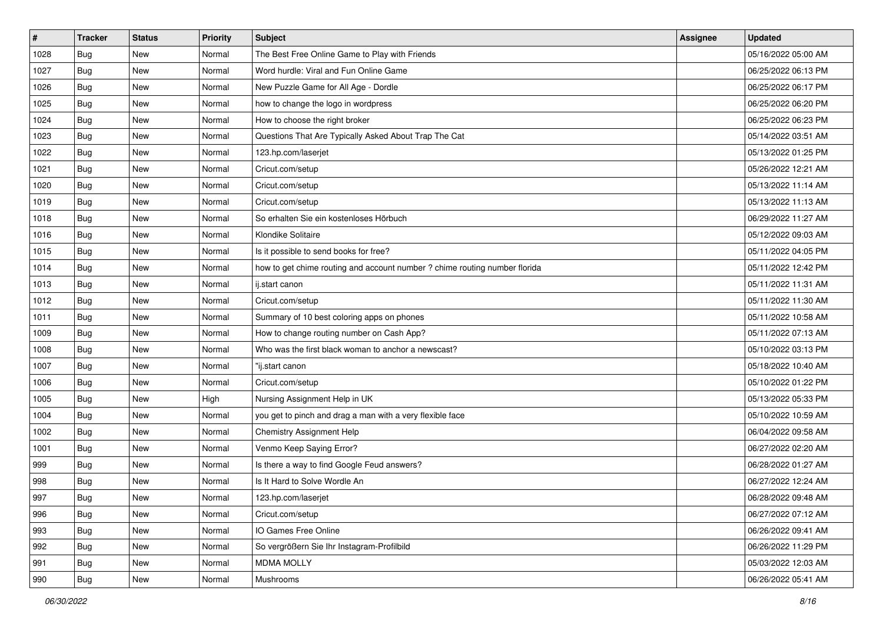| # | Tracker | Status | Priority | Subject | Assignee | Updated |
|---|---|---|---|---|---|---|
| 1028 | Bug | New | Normal | The Best Free Online Game to Play with Friends | | 05/16/2022 05:00 AM |
| 1027 | Bug | New | Normal | Word hurdle: Viral and Fun Online Game | | 06/25/2022 06:13 PM |
| 1026 | Bug | New | Normal | New Puzzle Game for All Age - Dordle | | 06/25/2022 06:17 PM |
| 1025 | Bug | New | Normal | how to change the logo in wordpress | | 06/25/2022 06:20 PM |
| 1024 | Bug | New | Normal | How to choose the right broker | | 06/25/2022 06:23 PM |
| 1023 | Bug | New | Normal | Questions That Are Typically Asked About Trap The Cat | | 05/14/2022 03:51 AM |
| 1022 | Bug | New | Normal | 123.hp.com/laserjet | | 05/13/2022 01:25 PM |
| 1021 | Bug | New | Normal | Cricut.com/setup | | 05/26/2022 12:21 AM |
| 1020 | Bug | New | Normal | Cricut.com/setup | | 05/13/2022 11:14 AM |
| 1019 | Bug | New | Normal | Cricut.com/setup | | 05/13/2022 11:13 AM |
| 1018 | Bug | New | Normal | So erhalten Sie ein kostenloses Hörbuch | | 06/29/2022 11:27 AM |
| 1016 | Bug | New | Normal | Klondike Solitaire | | 05/12/2022 09:03 AM |
| 1015 | Bug | New | Normal | Is it possible to send books for free? | | 05/11/2022 04:05 PM |
| 1014 | Bug | New | Normal | how to get chime routing and account number ? chime routing number florida | | 05/11/2022 12:42 PM |
| 1013 | Bug | New | Normal | ij.start canon | | 05/11/2022 11:31 AM |
| 1012 | Bug | New | Normal | Cricut.com/setup | | 05/11/2022 11:30 AM |
| 1011 | Bug | New | Normal | Summary of 10 best coloring apps on phones | | 05/11/2022 10:58 AM |
| 1009 | Bug | New | Normal | How to change routing number on Cash App? | | 05/11/2022 07:13 AM |
| 1008 | Bug | New | Normal | Who was the first black woman to anchor a newscast? | | 05/10/2022 03:13 PM |
| 1007 | Bug | New | Normal | "ij.start canon | | 05/18/2022 10:40 AM |
| 1006 | Bug | New | Normal | Cricut.com/setup | | 05/10/2022 01:22 PM |
| 1005 | Bug | New | High | Nursing Assignment Help in UK | | 05/13/2022 05:33 PM |
| 1004 | Bug | New | Normal | you get to pinch and drag a man with a very flexible face | | 05/10/2022 10:59 AM |
| 1002 | Bug | New | Normal | Chemistry Assignment Help | | 06/04/2022 09:58 AM |
| 1001 | Bug | New | Normal | Venmo Keep Saying Error? | | 06/27/2022 02:20 AM |
| 999 | Bug | New | Normal | Is there a way to find Google Feud answers? | | 06/28/2022 01:27 AM |
| 998 | Bug | New | Normal | Is It Hard to Solve Wordle An | | 06/27/2022 12:24 AM |
| 997 | Bug | New | Normal | 123.hp.com/laserjet | | 06/28/2022 09:48 AM |
| 996 | Bug | New | Normal | Cricut.com/setup | | 06/27/2022 07:12 AM |
| 993 | Bug | New | Normal | IO Games Free Online | | 06/26/2022 09:41 AM |
| 992 | Bug | New | Normal | So vergrößern Sie Ihr Instagram-Profilbild | | 06/26/2022 11:29 PM |
| 991 | Bug | New | Normal | MDMA MOLLY | | 05/03/2022 12:03 AM |
| 990 | Bug | New | Normal | Mushrooms | | 06/26/2022 05:41 AM |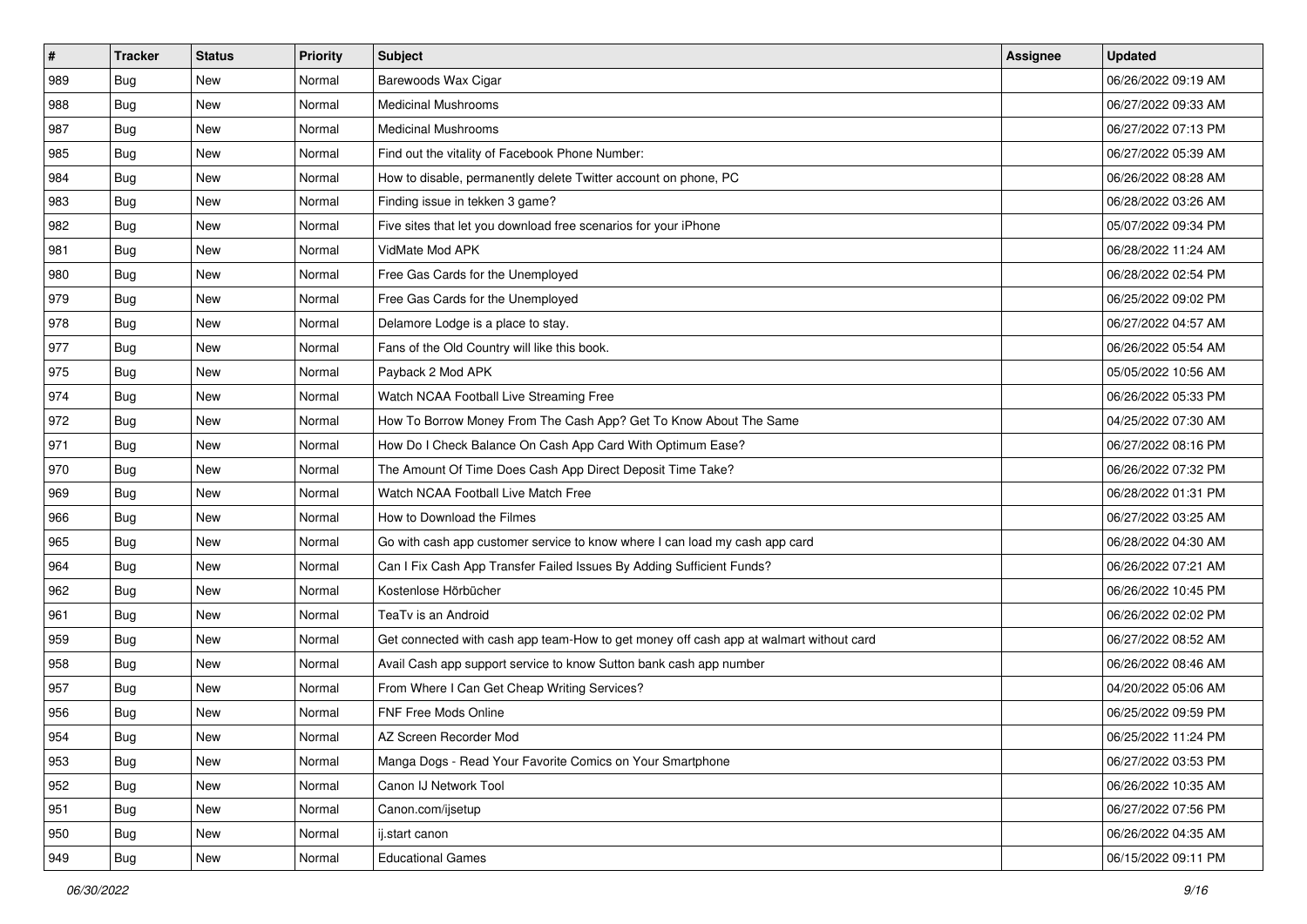| # | Tracker | Status | Priority | Subject | Assignee | Updated |
|---|---|---|---|---|---|---|
| 989 | Bug | New | Normal | Barewoods Wax Cigar | | 06/26/2022 09:19 AM |
| 988 | Bug | New | Normal | Medicinal Mushrooms | | 06/27/2022 09:33 AM |
| 987 | Bug | New | Normal | Medicinal Mushrooms | | 06/27/2022 07:13 PM |
| 985 | Bug | New | Normal | Find out the vitality of Facebook Phone Number: | | 06/27/2022 05:39 AM |
| 984 | Bug | New | Normal | How to disable, permanently delete Twitter account on phone, PC | | 06/26/2022 08:28 AM |
| 983 | Bug | New | Normal | Finding issue in tekken 3 game? | | 06/28/2022 03:26 AM |
| 982 | Bug | New | Normal | Five sites that let you download free scenarios for your iPhone | | 05/07/2022 09:34 PM |
| 981 | Bug | New | Normal | VidMate Mod APK | | 06/28/2022 11:24 AM |
| 980 | Bug | New | Normal | Free Gas Cards for the Unemployed | | 06/28/2022 02:54 PM |
| 979 | Bug | New | Normal | Free Gas Cards for the Unemployed | | 06/25/2022 09:02 PM |
| 978 | Bug | New | Normal | Delamore Lodge is a place to stay. | | 06/27/2022 04:57 AM |
| 977 | Bug | New | Normal | Fans of the Old Country will like this book. | | 06/26/2022 05:54 AM |
| 975 | Bug | New | Normal | Payback 2 Mod APK | | 05/05/2022 10:56 AM |
| 974 | Bug | New | Normal | Watch NCAA Football Live Streaming Free | | 06/26/2022 05:33 PM |
| 972 | Bug | New | Normal | How To Borrow Money From The Cash App? Get To Know About The Same | | 04/25/2022 07:30 AM |
| 971 | Bug | New | Normal | How Do I Check Balance On Cash App Card With Optimum Ease? | | 06/27/2022 08:16 PM |
| 970 | Bug | New | Normal | The Amount Of Time Does Cash App Direct Deposit Time Take? | | 06/26/2022 07:32 PM |
| 969 | Bug | New | Normal | Watch NCAA Football Live Match Free | | 06/28/2022 01:31 PM |
| 966 | Bug | New | Normal | How to Download the Filmes | | 06/27/2022 03:25 AM |
| 965 | Bug | New | Normal | Go with cash app customer service to know where I can load my cash app card | | 06/28/2022 04:30 AM |
| 964 | Bug | New | Normal | Can I Fix Cash App Transfer Failed Issues By Adding Sufficient Funds? | | 06/26/2022 07:21 AM |
| 962 | Bug | New | Normal | Kostenlose Hörbücher | | 06/26/2022 10:45 PM |
| 961 | Bug | New | Normal | TeaTv is an Android | | 06/26/2022 02:02 PM |
| 959 | Bug | New | Normal | Get connected with cash app team-How to get money off cash app at walmart without card | | 06/27/2022 08:52 AM |
| 958 | Bug | New | Normal | Avail Cash app support service to know Sutton bank cash app number | | 06/26/2022 08:46 AM |
| 957 | Bug | New | Normal | From Where I Can Get Cheap Writing Services? | | 04/20/2022 05:06 AM |
| 956 | Bug | New | Normal | FNF Free Mods Online | | 06/25/2022 09:59 PM |
| 954 | Bug | New | Normal | AZ Screen Recorder Mod | | 06/25/2022 11:24 PM |
| 953 | Bug | New | Normal | Manga Dogs - Read Your Favorite Comics on Your Smartphone | | 06/27/2022 03:53 PM |
| 952 | Bug | New | Normal | Canon IJ Network Tool | | 06/26/2022 10:35 AM |
| 951 | Bug | New | Normal | Canon.com/ijsetup | | 06/27/2022 07:56 PM |
| 950 | Bug | New | Normal | ij.start canon | | 06/26/2022 04:35 AM |
| 949 | Bug | New | Normal | Educational Games | | 06/15/2022 09:11 PM |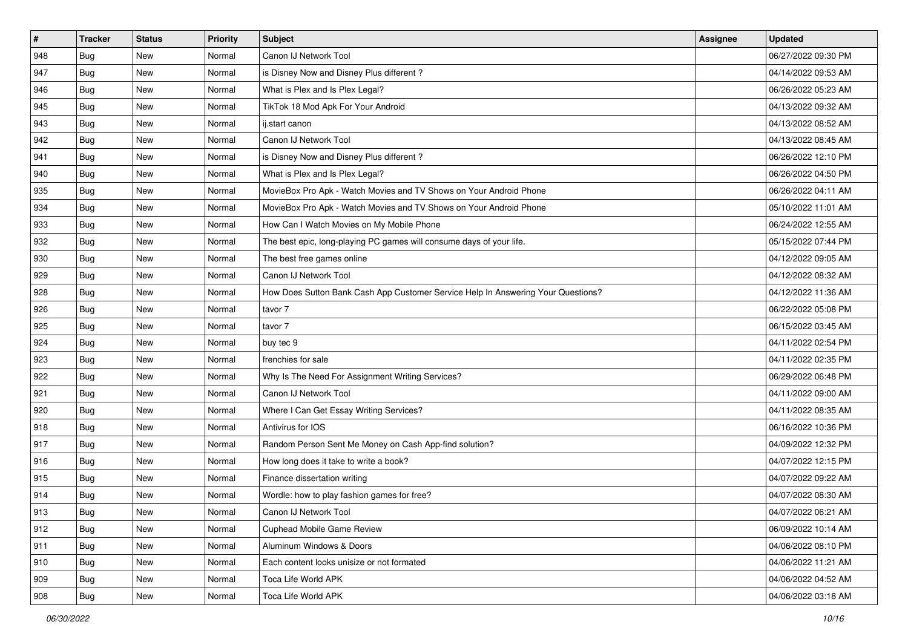| # | Tracker | Status | Priority | Subject | Assignee | Updated |
| --- | --- | --- | --- | --- | --- | --- |
| 948 | Bug | New | Normal | Canon IJ Network Tool |  | 06/27/2022 09:30 PM |
| 947 | Bug | New | Normal | is Disney Now and Disney Plus different ? |  | 04/14/2022 09:53 AM |
| 946 | Bug | New | Normal | What is Plex and Is Plex Legal? |  | 06/26/2022 05:23 AM |
| 945 | Bug | New | Normal | TikTok 18 Mod Apk For Your Android |  | 04/13/2022 09:32 AM |
| 943 | Bug | New | Normal | ij.start canon |  | 04/13/2022 08:52 AM |
| 942 | Bug | New | Normal | Canon IJ Network Tool |  | 04/13/2022 08:45 AM |
| 941 | Bug | New | Normal | is Disney Now and Disney Plus different ? |  | 06/26/2022 12:10 PM |
| 940 | Bug | New | Normal | What is Plex and Is Plex Legal? |  | 06/26/2022 04:50 PM |
| 935 | Bug | New | Normal | MovieBox Pro Apk - Watch Movies and TV Shows on Your Android Phone |  | 06/26/2022 04:11 AM |
| 934 | Bug | New | Normal | MovieBox Pro Apk - Watch Movies and TV Shows on Your Android Phone |  | 05/10/2022 11:01 AM |
| 933 | Bug | New | Normal | How Can I Watch Movies on My Mobile Phone |  | 06/24/2022 12:55 AM |
| 932 | Bug | New | Normal | The best epic, long-playing PC games will consume days of your life. |  | 05/15/2022 07:44 PM |
| 930 | Bug | New | Normal | The best free games online |  | 04/12/2022 09:05 AM |
| 929 | Bug | New | Normal | Canon IJ Network Tool |  | 04/12/2022 08:32 AM |
| 928 | Bug | New | Normal | How Does Sutton Bank Cash App Customer Service Help In Answering Your Questions? |  | 04/12/2022 11:36 AM |
| 926 | Bug | New | Normal | tavor 7 |  | 06/22/2022 05:08 PM |
| 925 | Bug | New | Normal | tavor 7 |  | 06/15/2022 03:45 AM |
| 924 | Bug | New | Normal | buy tec 9 |  | 04/11/2022 02:54 PM |
| 923 | Bug | New | Normal | frenchies for sale |  | 04/11/2022 02:35 PM |
| 922 | Bug | New | Normal | Why Is The Need For Assignment Writing Services? |  | 06/29/2022 06:48 PM |
| 921 | Bug | New | Normal | Canon IJ Network Tool |  | 04/11/2022 09:00 AM |
| 920 | Bug | New | Normal | Where I Can Get Essay Writing Services? |  | 04/11/2022 08:35 AM |
| 918 | Bug | New | Normal | Antivirus for IOS |  | 06/16/2022 10:36 PM |
| 917 | Bug | New | Normal | Random Person Sent Me Money on Cash App-find solution? |  | 04/09/2022 12:32 PM |
| 916 | Bug | New | Normal | How long does it take to write a book? |  | 04/07/2022 12:15 PM |
| 915 | Bug | New | Normal | Finance dissertation writing |  | 04/07/2022 09:22 AM |
| 914 | Bug | New | Normal | Wordle: how to play fashion games for free? |  | 04/07/2022 08:30 AM |
| 913 | Bug | New | Normal | Canon IJ Network Tool |  | 04/07/2022 06:21 AM |
| 912 | Bug | New | Normal | Cuphead Mobile Game Review |  | 06/09/2022 10:14 AM |
| 911 | Bug | New | Normal | Aluminum Windows & Doors |  | 04/06/2022 08:10 PM |
| 910 | Bug | New | Normal | Each content looks unisize or not formated |  | 04/06/2022 11:21 AM |
| 909 | Bug | New | Normal | Toca Life World APK |  | 04/06/2022 04:52 AM |
| 908 | Bug | New | Normal | Toca Life World APK |  | 04/06/2022 03:18 AM |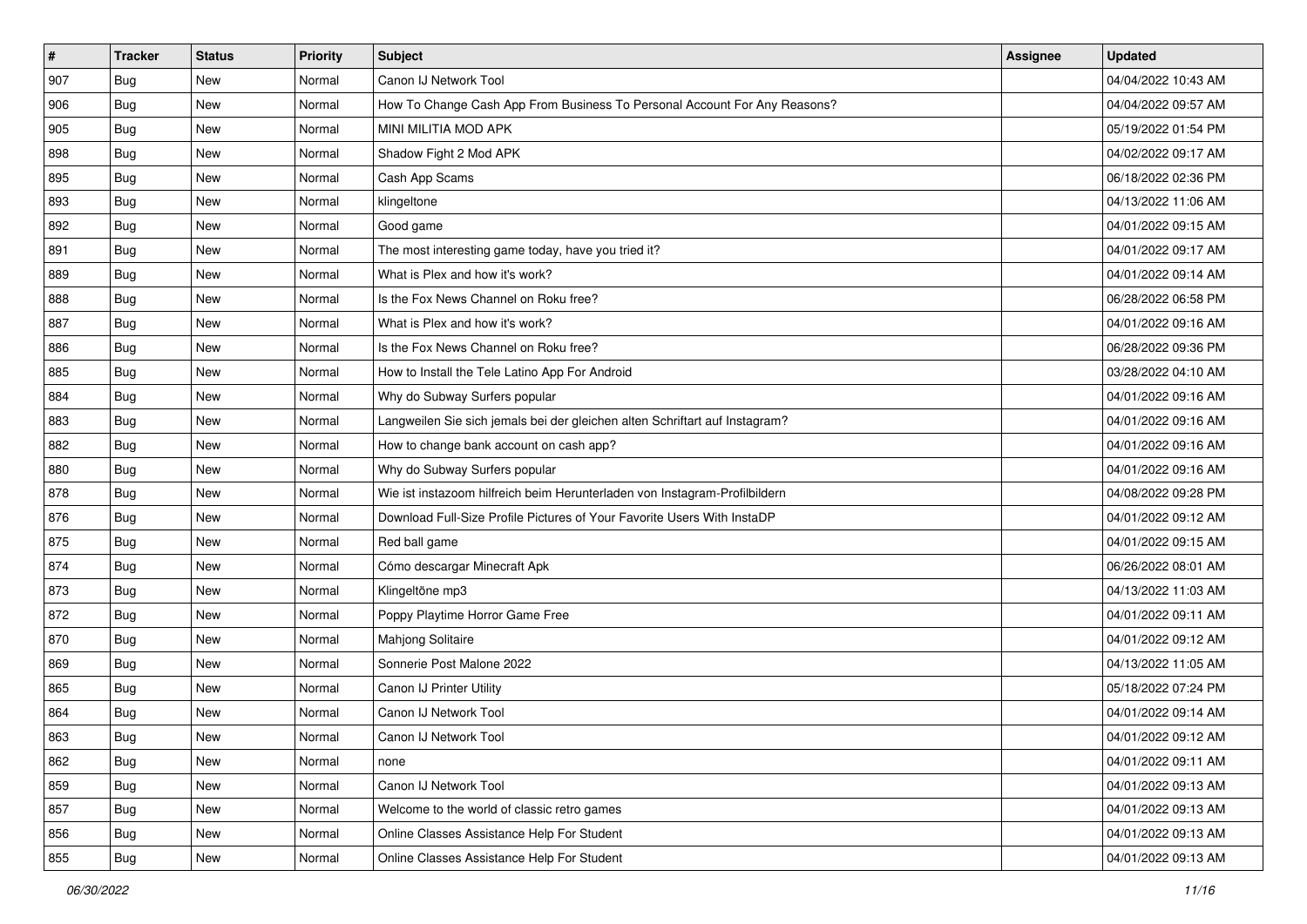| # | Tracker | Status | Priority | Subject | Assignee | Updated |
|---|---|---|---|---|---|---|
| 907 | Bug | New | Normal | Canon IJ Network Tool | | 04/04/2022 10:43 AM |
| 906 | Bug | New | Normal | How To Change Cash App From Business To Personal Account For Any Reasons? | | 04/04/2022 09:57 AM |
| 905 | Bug | New | Normal | MINI MILITIA MOD APK | | 05/19/2022 01:54 PM |
| 898 | Bug | New | Normal | Shadow Fight 2 Mod APK | | 04/02/2022 09:17 AM |
| 895 | Bug | New | Normal | Cash App Scams | | 06/18/2022 02:36 PM |
| 893 | Bug | New | Normal | klingeltone | | 04/13/2022 11:06 AM |
| 892 | Bug | New | Normal | Good game | | 04/01/2022 09:15 AM |
| 891 | Bug | New | Normal | The most interesting game today, have you tried it? | | 04/01/2022 09:17 AM |
| 889 | Bug | New | Normal | What is Plex and how it's work? | | 04/01/2022 09:14 AM |
| 888 | Bug | New | Normal | Is the Fox News Channel on Roku free? | | 06/28/2022 06:58 PM |
| 887 | Bug | New | Normal | What is Plex and how it's work? | | 04/01/2022 09:16 AM |
| 886 | Bug | New | Normal | Is the Fox News Channel on Roku free? | | 06/28/2022 09:36 PM |
| 885 | Bug | New | Normal | How to Install the Tele Latino App For Android | | 03/28/2022 04:10 AM |
| 884 | Bug | New | Normal | Why do Subway Surfers popular | | 04/01/2022 09:16 AM |
| 883 | Bug | New | Normal | Langweilen Sie sich jemals bei der gleichen alten Schriftart auf Instagram? | | 04/01/2022 09:16 AM |
| 882 | Bug | New | Normal | How to change bank account on cash app? | | 04/01/2022 09:16 AM |
| 880 | Bug | New | Normal | Why do Subway Surfers popular | | 04/01/2022 09:16 AM |
| 878 | Bug | New | Normal | Wie ist instazoom hilfreich beim Herunterladen von Instagram-Profilbildern | | 04/08/2022 09:28 PM |
| 876 | Bug | New | Normal | Download Full-Size Profile Pictures of Your Favorite Users With InstaDP | | 04/01/2022 09:12 AM |
| 875 | Bug | New | Normal | Red ball game | | 04/01/2022 09:15 AM |
| 874 | Bug | New | Normal | Cómo descargar Minecraft Apk | | 06/26/2022 08:01 AM |
| 873 | Bug | New | Normal | Klingeltöne mp3 | | 04/13/2022 11:03 AM |
| 872 | Bug | New | Normal | Poppy Playtime Horror Game Free | | 04/01/2022 09:11 AM |
| 870 | Bug | New | Normal | Mahjong Solitaire | | 04/01/2022 09:12 AM |
| 869 | Bug | New | Normal | Sonnerie Post Malone 2022 | | 04/13/2022 11:05 AM |
| 865 | Bug | New | Normal | Canon IJ Printer Utility | | 05/18/2022 07:24 PM |
| 864 | Bug | New | Normal | Canon IJ Network Tool | | 04/01/2022 09:14 AM |
| 863 | Bug | New | Normal | Canon IJ Network Tool | | 04/01/2022 09:12 AM |
| 862 | Bug | New | Normal | none | | 04/01/2022 09:11 AM |
| 859 | Bug | New | Normal | Canon IJ Network Tool | | 04/01/2022 09:13 AM |
| 857 | Bug | New | Normal | Welcome to the world of classic retro games | | 04/01/2022 09:13 AM |
| 856 | Bug | New | Normal | Online Classes Assistance Help For Student | | 04/01/2022 09:13 AM |
| 855 | Bug | New | Normal | Online Classes Assistance Help For Student | | 04/01/2022 09:13 AM |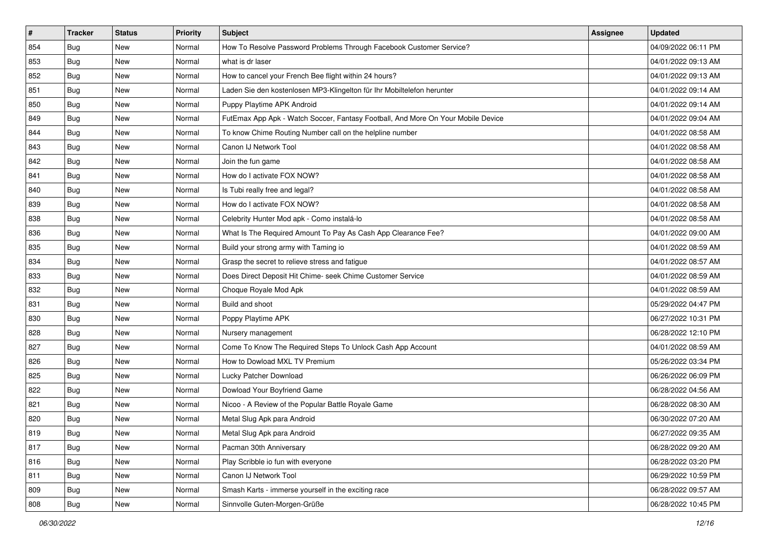| # | Tracker | Status | Priority | Subject | Assignee | Updated |
|---|---|---|---|---|---|---|
| 854 | Bug | New | Normal | How To Resolve Password Problems Through Facebook Customer Service? | | 04/09/2022 06:11 PM |
| 853 | Bug | New | Normal | what is dr laser | | 04/01/2022 09:13 AM |
| 852 | Bug | New | Normal | How to cancel your French Bee flight within 24 hours? | | 04/01/2022 09:13 AM |
| 851 | Bug | New | Normal | Laden Sie den kostenlosen MP3-Klingelton für Ihr Mobiltelefon herunter | | 04/01/2022 09:14 AM |
| 850 | Bug | New | Normal | Puppy Playtime APK Android | | 04/01/2022 09:14 AM |
| 849 | Bug | New | Normal | FutEmax App Apk - Watch Soccer, Fantasy Football, And More On Your Mobile Device | | 04/01/2022 09:04 AM |
| 844 | Bug | New | Normal | To know Chime Routing Number call on the helpline number | | 04/01/2022 08:58 AM |
| 843 | Bug | New | Normal | Canon IJ Network Tool | | 04/01/2022 08:58 AM |
| 842 | Bug | New | Normal | Join the fun game | | 04/01/2022 08:58 AM |
| 841 | Bug | New | Normal | How do I activate FOX NOW? | | 04/01/2022 08:58 AM |
| 840 | Bug | New | Normal | Is Tubi really free and legal? | | 04/01/2022 08:58 AM |
| 839 | Bug | New | Normal | How do I activate FOX NOW? | | 04/01/2022 08:58 AM |
| 838 | Bug | New | Normal | Celebrity Hunter Mod apk - Como instalá-lo | | 04/01/2022 08:58 AM |
| 836 | Bug | New | Normal | What Is The Required Amount To Pay As Cash App Clearance Fee? | | 04/01/2022 09:00 AM |
| 835 | Bug | New | Normal | Build your strong army with Taming io | | 04/01/2022 08:59 AM |
| 834 | Bug | New | Normal | Grasp the secret to relieve stress and fatigue | | 04/01/2022 08:57 AM |
| 833 | Bug | New | Normal | Does Direct Deposit Hit Chime- seek Chime Customer Service | | 04/01/2022 08:59 AM |
| 832 | Bug | New | Normal | Choque Royale Mod Apk | | 04/01/2022 08:59 AM |
| 831 | Bug | New | Normal | Build and shoot | | 05/29/2022 04:47 PM |
| 830 | Bug | New | Normal | Poppy Playtime APK | | 06/27/2022 10:31 PM |
| 828 | Bug | New | Normal | Nursery management | | 06/28/2022 12:10 PM |
| 827 | Bug | New | Normal | Come To Know The Required Steps To Unlock Cash App Account | | 04/01/2022 08:59 AM |
| 826 | Bug | New | Normal | How to Dowload MXL TV Premium | | 05/26/2022 03:34 PM |
| 825 | Bug | New | Normal | Lucky Patcher Download | | 06/26/2022 06:09 PM |
| 822 | Bug | New | Normal | Dowload Your Boyfriend Game | | 06/28/2022 04:56 AM |
| 821 | Bug | New | Normal | Nicoo - A Review of the Popular Battle Royale Game | | 06/28/2022 08:30 AM |
| 820 | Bug | New | Normal | Metal Slug Apk para Android | | 06/30/2022 07:20 AM |
| 819 | Bug | New | Normal | Metal Slug Apk para Android | | 06/27/2022 09:35 AM |
| 817 | Bug | New | Normal | Pacman 30th Anniversary | | 06/28/2022 09:20 AM |
| 816 | Bug | New | Normal | Play Scribble io fun with everyone | | 06/28/2022 03:20 PM |
| 811 | Bug | New | Normal | Canon IJ Network Tool | | 06/29/2022 10:59 PM |
| 809 | Bug | New | Normal | Smash Karts - immerse yourself in the exciting race | | 06/28/2022 09:57 AM |
| 808 | Bug | New | Normal | Sinnvolle Guten-Morgen-Grüße | | 06/28/2022 10:45 PM |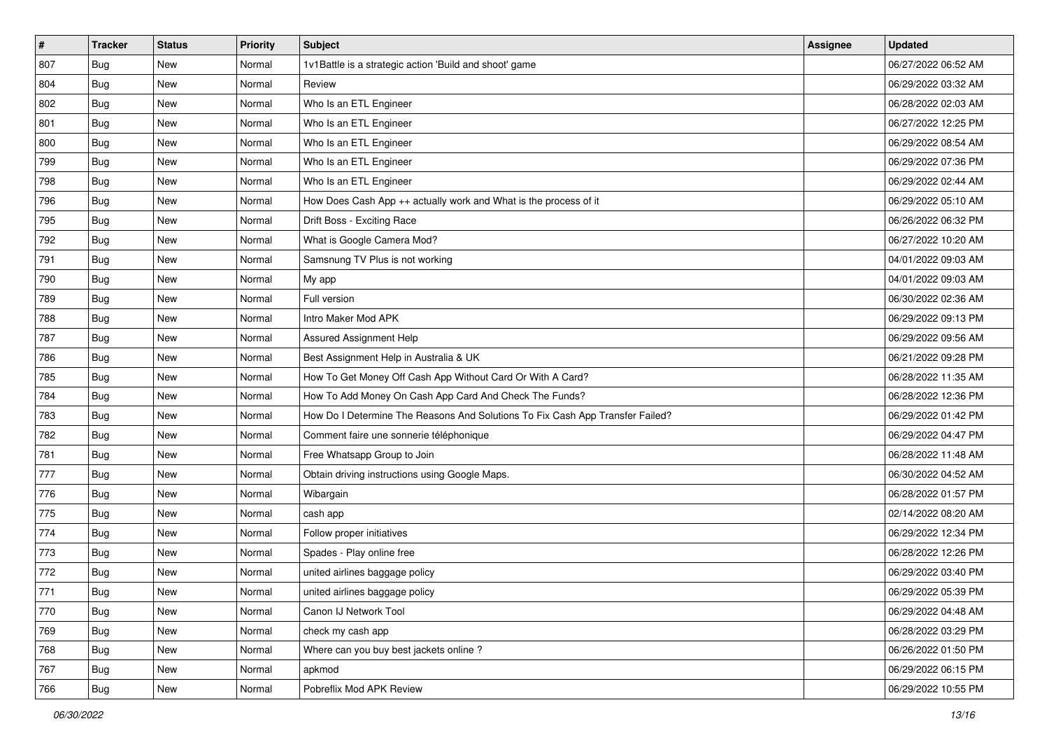| # | Tracker | Status | Priority | Subject | Assignee | Updated |
|---|---|---|---|---|---|---|
| 807 | Bug | New | Normal | 1v1Battle is a strategic action 'Build and shoot' game | | 06/27/2022 06:52 AM |
| 804 | Bug | New | Normal | Review | | 06/29/2022 03:32 AM |
| 802 | Bug | New | Normal | Who Is an ETL Engineer | | 06/28/2022 02:03 AM |
| 801 | Bug | New | Normal | Who Is an ETL Engineer | | 06/27/2022 12:25 PM |
| 800 | Bug | New | Normal | Who Is an ETL Engineer | | 06/29/2022 08:54 AM |
| 799 | Bug | New | Normal | Who Is an ETL Engineer | | 06/29/2022 07:36 PM |
| 798 | Bug | New | Normal | Who Is an ETL Engineer | | 06/29/2022 02:44 AM |
| 796 | Bug | New | Normal | How Does Cash App ++ actually work and What is the process of it | | 06/29/2022 05:10 AM |
| 795 | Bug | New | Normal | Drift Boss - Exciting Race | | 06/26/2022 06:32 PM |
| 792 | Bug | New | Normal | What is Google Camera Mod? | | 06/27/2022 10:20 AM |
| 791 | Bug | New | Normal | Samsnung TV Plus is not working | | 04/01/2022 09:03 AM |
| 790 | Bug | New | Normal | My app | | 04/01/2022 09:03 AM |
| 789 | Bug | New | Normal | Full version | | 06/30/2022 02:36 AM |
| 788 | Bug | New | Normal | Intro Maker Mod APK | | 06/29/2022 09:13 PM |
| 787 | Bug | New | Normal | Assured Assignment Help | | 06/29/2022 09:56 AM |
| 786 | Bug | New | Normal | Best Assignment Help in Australia & UK | | 06/21/2022 09:28 PM |
| 785 | Bug | New | Normal | How To Get Money Off Cash App Without Card Or With A Card? | | 06/28/2022 11:35 AM |
| 784 | Bug | New | Normal | How To Add Money On Cash App Card And Check The Funds? | | 06/28/2022 12:36 PM |
| 783 | Bug | New | Normal | How Do I Determine The Reasons And Solutions To Fix Cash App Transfer Failed? | | 06/29/2022 01:42 PM |
| 782 | Bug | New | Normal | Comment faire une sonnerie téléphonique | | 06/29/2022 04:47 PM |
| 781 | Bug | New | Normal | Free Whatsapp Group to Join | | 06/28/2022 11:48 AM |
| 777 | Bug | New | Normal | Obtain driving instructions using Google Maps. | | 06/30/2022 04:52 AM |
| 776 | Bug | New | Normal | Wibargain | | 06/28/2022 01:57 PM |
| 775 | Bug | New | Normal | cash app | | 02/14/2022 08:20 AM |
| 774 | Bug | New | Normal | Follow proper initiatives | | 06/29/2022 12:34 PM |
| 773 | Bug | New | Normal | Spades - Play online free | | 06/28/2022 12:26 PM |
| 772 | Bug | New | Normal | united airlines baggage policy | | 06/29/2022 03:40 PM |
| 771 | Bug | New | Normal | united airlines baggage policy | | 06/29/2022 05:39 PM |
| 770 | Bug | New | Normal | Canon IJ Network Tool | | 06/29/2022 04:48 AM |
| 769 | Bug | New | Normal | check my cash app | | 06/28/2022 03:29 PM |
| 768 | Bug | New | Normal | Where can you buy best jackets online ? | | 06/26/2022 01:50 PM |
| 767 | Bug | New | Normal | apkmod | | 06/29/2022 06:15 PM |
| 766 | Bug | New | Normal | Pobreflix Mod APK Review | | 06/29/2022 10:55 PM |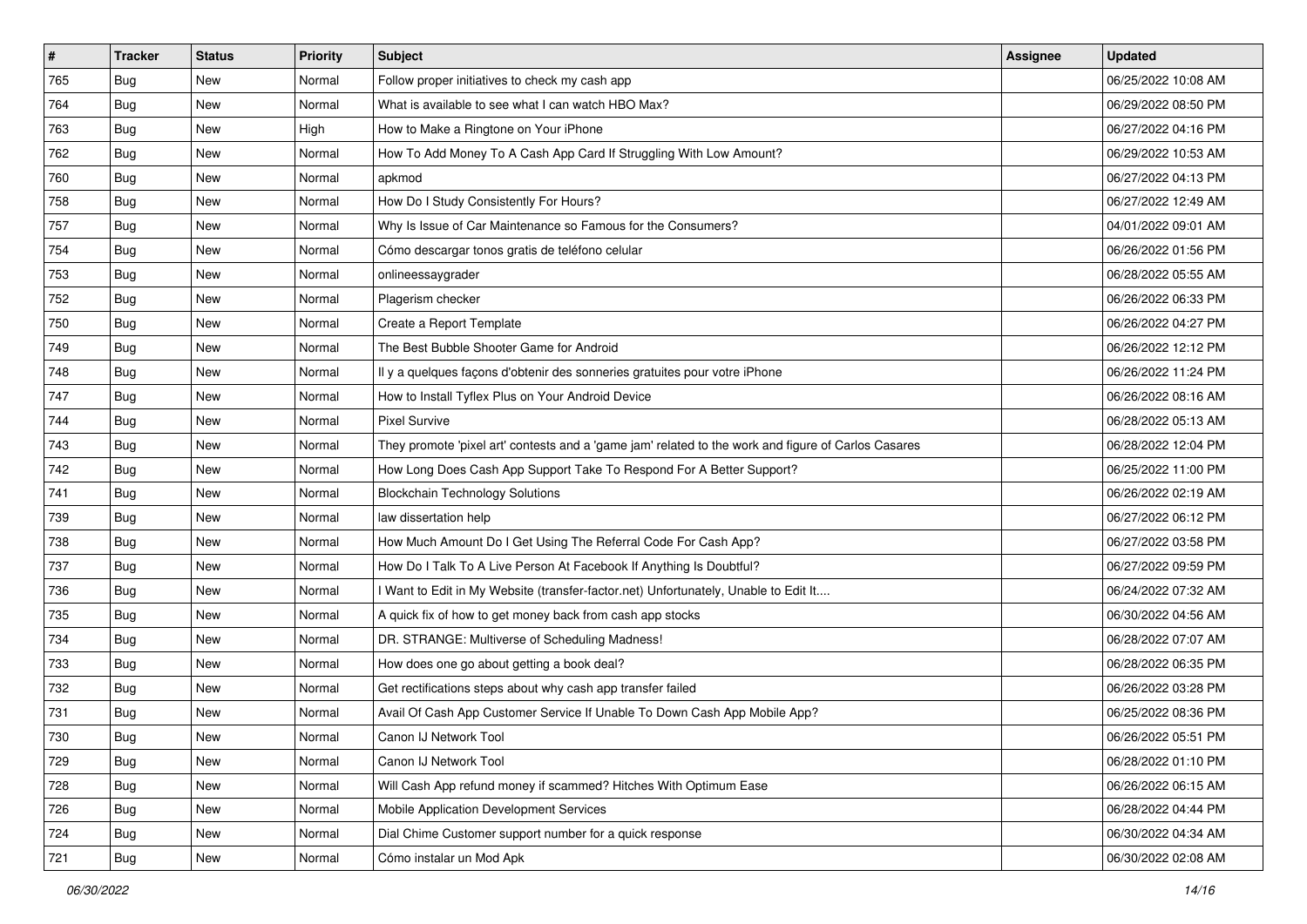| # | Tracker | Status | Priority | Subject | Assignee | Updated |
|---|---|---|---|---|---|---|
| 765 | Bug | New | Normal | Follow proper initiatives to check my cash app | | 06/25/2022 10:08 AM |
| 764 | Bug | New | Normal | What is available to see what I can watch HBO Max? | | 06/29/2022 08:50 PM |
| 763 | Bug | New | High | How to Make a Ringtone on Your iPhone | | 06/27/2022 04:16 PM |
| 762 | Bug | New | Normal | How To Add Money To A Cash App Card If Struggling With Low Amount? | | 06/29/2022 10:53 AM |
| 760 | Bug | New | Normal | apkmod | | 06/27/2022 04:13 PM |
| 758 | Bug | New | Normal | How Do I Study Consistently For Hours? | | 06/27/2022 12:49 AM |
| 757 | Bug | New | Normal | Why Is Issue of Car Maintenance so Famous for the Consumers? | | 04/01/2022 09:01 AM |
| 754 | Bug | New | Normal | Cómo descargar tonos gratis de teléfono celular | | 06/26/2022 01:56 PM |
| 753 | Bug | New | Normal | onlineessaygrader | | 06/28/2022 05:55 AM |
| 752 | Bug | New | Normal | Plagerism checker | | 06/26/2022 06:33 PM |
| 750 | Bug | New | Normal | Create a Report Template | | 06/26/2022 04:27 PM |
| 749 | Bug | New | Normal | The Best Bubble Shooter Game for Android | | 06/26/2022 12:12 PM |
| 748 | Bug | New | Normal | Il y a quelques façons d'obtenir des sonneries gratuites pour votre iPhone | | 06/26/2022 11:24 PM |
| 747 | Bug | New | Normal | How to Install Tyflex Plus on Your Android Device | | 06/26/2022 08:16 AM |
| 744 | Bug | New | Normal | Pixel Survive | | 06/28/2022 05:13 AM |
| 743 | Bug | New | Normal | They promote 'pixel art' contests and a 'game jam' related to the work and figure of Carlos Casares | | 06/28/2022 12:04 PM |
| 742 | Bug | New | Normal | How Long Does Cash App Support Take To Respond For A Better Support? | | 06/25/2022 11:00 PM |
| 741 | Bug | New | Normal | Blockchain Technology Solutions | | 06/26/2022 02:19 AM |
| 739 | Bug | New | Normal | law dissertation help | | 06/27/2022 06:12 PM |
| 738 | Bug | New | Normal | How Much Amount Do I Get Using The Referral Code For Cash App? | | 06/27/2022 03:58 PM |
| 737 | Bug | New | Normal | How Do I Talk To A Live Person At Facebook If Anything Is Doubtful? | | 06/27/2022 09:59 PM |
| 736 | Bug | New | Normal | I Want to Edit in My Website (transfer-factor.net) Unfortunately, Unable to Edit It.... | | 06/24/2022 07:32 AM |
| 735 | Bug | New | Normal | A quick fix of how to get money back from cash app stocks | | 06/30/2022 04:56 AM |
| 734 | Bug | New | Normal | DR. STRANGE: Multiverse of Scheduling Madness! | | 06/28/2022 07:07 AM |
| 733 | Bug | New | Normal | How does one go about getting a book deal? | | 06/28/2022 06:35 PM |
| 732 | Bug | New | Normal | Get rectifications steps about why cash app transfer failed | | 06/26/2022 03:28 PM |
| 731 | Bug | New | Normal | Avail Of Cash App Customer Service If Unable To Down Cash App Mobile App? | | 06/25/2022 08:36 PM |
| 730 | Bug | New | Normal | Canon IJ Network Tool | | 06/26/2022 05:51 PM |
| 729 | Bug | New | Normal | Canon IJ Network Tool | | 06/28/2022 01:10 PM |
| 728 | Bug | New | Normal | Will Cash App refund money if scammed? Hitches With Optimum Ease | | 06/26/2022 06:15 AM |
| 726 | Bug | New | Normal | Mobile Application Development Services | | 06/28/2022 04:44 PM |
| 724 | Bug | New | Normal | Dial Chime Customer support number for a quick response | | 06/30/2022 04:34 AM |
| 721 | Bug | New | Normal | Cómo instalar un Mod Apk | | 06/30/2022 02:08 AM |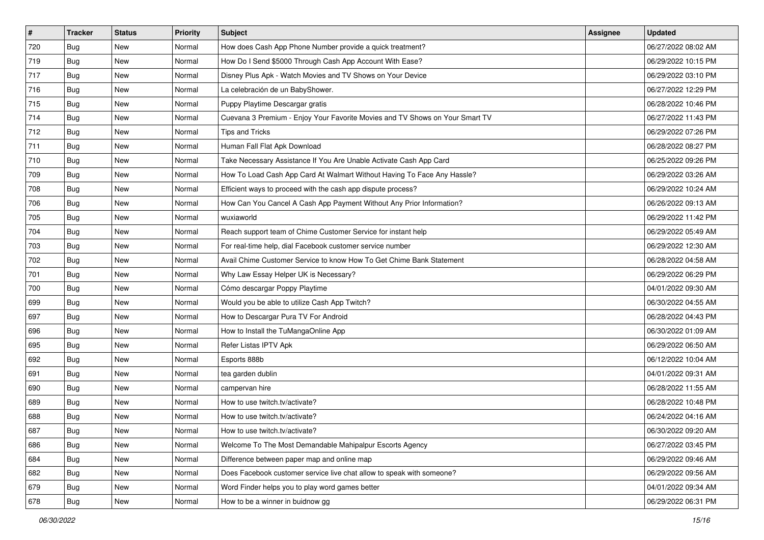| # | Tracker | Status | Priority | Subject | Assignee | Updated |
|---|---|---|---|---|---|---|
| 720 | Bug | New | Normal | How does Cash App Phone Number provide a quick treatment? | | 06/27/2022 08:02 AM |
| 719 | Bug | New | Normal | How Do I Send $5000 Through Cash App Account With Ease? | | 06/29/2022 10:15 PM |
| 717 | Bug | New | Normal | Disney Plus Apk - Watch Movies and TV Shows on Your Device | | 06/29/2022 03:10 PM |
| 716 | Bug | New | Normal | La celebración de un BabyShower. | | 06/27/2022 12:29 PM |
| 715 | Bug | New | Normal | Puppy Playtime Descargar gratis | | 06/28/2022 10:46 PM |
| 714 | Bug | New | Normal | Cuevana 3 Premium - Enjoy Your Favorite Movies and TV Shows on Your Smart TV | | 06/27/2022 11:43 PM |
| 712 | Bug | New | Normal | Tips and Tricks | | 06/29/2022 07:26 PM |
| 711 | Bug | New | Normal | Human Fall Flat Apk Download | | 06/28/2022 08:27 PM |
| 710 | Bug | New | Normal | Take Necessary Assistance If You Are Unable Activate Cash App Card | | 06/25/2022 09:26 PM |
| 709 | Bug | New | Normal | How To Load Cash App Card At Walmart Without Having To Face Any Hassle? | | 06/29/2022 03:26 AM |
| 708 | Bug | New | Normal | Efficient ways to proceed with the cash app dispute process? | | 06/29/2022 10:24 AM |
| 706 | Bug | New | Normal | How Can You Cancel A Cash App Payment Without Any Prior Information? | | 06/26/2022 09:13 AM |
| 705 | Bug | New | Normal | wuxiaworld | | 06/29/2022 11:42 PM |
| 704 | Bug | New | Normal | Reach support team of Chime Customer Service for instant help | | 06/29/2022 05:49 AM |
| 703 | Bug | New | Normal | For real-time help, dial Facebook customer service number | | 06/29/2022 12:30 AM |
| 702 | Bug | New | Normal | Avail Chime Customer Service to know How To Get Chime Bank Statement | | 06/28/2022 04:58 AM |
| 701 | Bug | New | Normal | Why Law Essay Helper UK is Necessary? | | 06/29/2022 06:29 PM |
| 700 | Bug | New | Normal | Cómo descargar Poppy Playtime | | 04/01/2022 09:30 AM |
| 699 | Bug | New | Normal | Would you be able to utilize Cash App Twitch? | | 06/30/2022 04:55 AM |
| 697 | Bug | New | Normal | How to Descargar Pura TV For Android | | 06/28/2022 04:43 PM |
| 696 | Bug | New | Normal | How to Install the TuMangaOnline App | | 06/30/2022 01:09 AM |
| 695 | Bug | New | Normal | Refer Listas IPTV Apk | | 06/29/2022 06:50 AM |
| 692 | Bug | New | Normal | Esports 888b | | 06/12/2022 10:04 AM |
| 691 | Bug | New | Normal | tea garden dublin | | 04/01/2022 09:31 AM |
| 690 | Bug | New | Normal | campervan hire | | 06/28/2022 11:55 AM |
| 689 | Bug | New | Normal | How to use twitch.tv/activate? | | 06/28/2022 10:48 PM |
| 688 | Bug | New | Normal | How to use twitch.tv/activate? | | 06/24/2022 04:16 AM |
| 687 | Bug | New | Normal | How to use twitch.tv/activate? | | 06/30/2022 09:20 AM |
| 686 | Bug | New | Normal | Welcome To The Most Demandable Mahipalpur Escorts Agency | | 06/27/2022 03:45 PM |
| 684 | Bug | New | Normal | Difference between paper map and online map | | 06/29/2022 09:46 AM |
| 682 | Bug | New | Normal | Does Facebook customer service live chat allow to speak with someone? | | 06/29/2022 09:56 AM |
| 679 | Bug | New | Normal | Word Finder helps you to play word games better | | 04/01/2022 09:34 AM |
| 678 | Bug | New | Normal | How to be a winner in buidnow gg | | 06/29/2022 06:31 PM |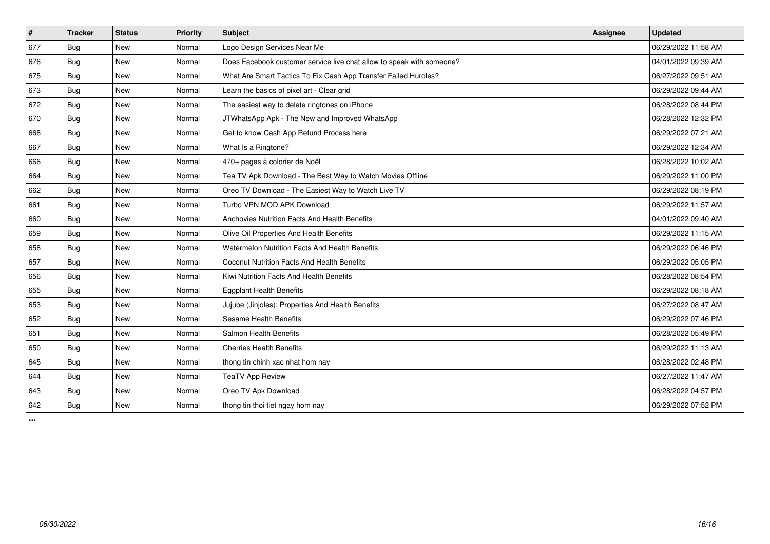| # | Tracker | Status | Priority | Subject | Assignee | Updated |
|---|---|---|---|---|---|---|
| 677 | Bug | New | Normal | Logo Design Services Near Me | | 06/29/2022 11:58 AM |
| 676 | Bug | New | Normal | Does Facebook customer service live chat allow to speak with someone? | | 04/01/2022 09:39 AM |
| 675 | Bug | New | Normal | What Are Smart Tactics To Fix Cash App Transfer Failed Hurdles? | | 06/27/2022 09:51 AM |
| 673 | Bug | New | Normal | Learn the basics of pixel art - Clear grid | | 06/29/2022 09:44 AM |
| 672 | Bug | New | Normal | The easiest way to delete ringtones on iPhone | | 06/28/2022 08:44 PM |
| 670 | Bug | New | Normal | JTWhatsApp Apk - The New and Improved WhatsApp | | 06/28/2022 12:32 PM |
| 668 | Bug | New | Normal | Get to know Cash App Refund Process here | | 06/29/2022 07:21 AM |
| 667 | Bug | New | Normal | What Is a Ringtone? | | 06/29/2022 12:34 AM |
| 666 | Bug | New | Normal | 470+ pages à colorier de Noël | | 06/28/2022 10:02 AM |
| 664 | Bug | New | Normal | Tea TV Apk Download - The Best Way to Watch Movies Offline | | 06/29/2022 11:00 PM |
| 662 | Bug | New | Normal | Oreo TV Download - The Easiest Way to Watch Live TV | | 06/29/2022 08:19 PM |
| 661 | Bug | New | Normal | Turbo VPN MOD APK Download | | 06/29/2022 11:57 AM |
| 660 | Bug | New | Normal | Anchovies Nutrition Facts And Health Benefits | | 04/01/2022 09:40 AM |
| 659 | Bug | New | Normal | Olive Oil Properties And Health Benefits | | 06/29/2022 11:15 AM |
| 658 | Bug | New | Normal | Watermelon Nutrition Facts And Health Benefits | | 06/29/2022 06:46 PM |
| 657 | Bug | New | Normal | Coconut Nutrition Facts And Health Benefits | | 06/29/2022 05:05 PM |
| 656 | Bug | New | Normal | Kiwi Nutrition Facts And Health Benefits | | 06/28/2022 08:54 PM |
| 655 | Bug | New | Normal | Eggplant Health Benefits | | 06/29/2022 08:18 AM |
| 653 | Bug | New | Normal | Jujube (Jinjoles): Properties And Health Benefits | | 06/27/2022 08:47 AM |
| 652 | Bug | New | Normal | Sesame Health Benefits | | 06/29/2022 07:46 PM |
| 651 | Bug | New | Normal | Salmon Health Benefits | | 06/28/2022 05:49 PM |
| 650 | Bug | New | Normal | Cherries Health Benefits | | 06/29/2022 11:13 AM |
| 645 | Bug | New | Normal | thong tin chinh xac nhat hom nay | | 06/28/2022 02:48 PM |
| 644 | Bug | New | Normal | TeaTV App Review | | 06/27/2022 11:47 AM |
| 643 | Bug | New | Normal | Oreo TV Apk Download | | 06/28/2022 04:57 PM |
| 642 | Bug | New | Normal | thong tin thoi tiet ngay hom nay | | 06/29/2022 07:52 PM |

...